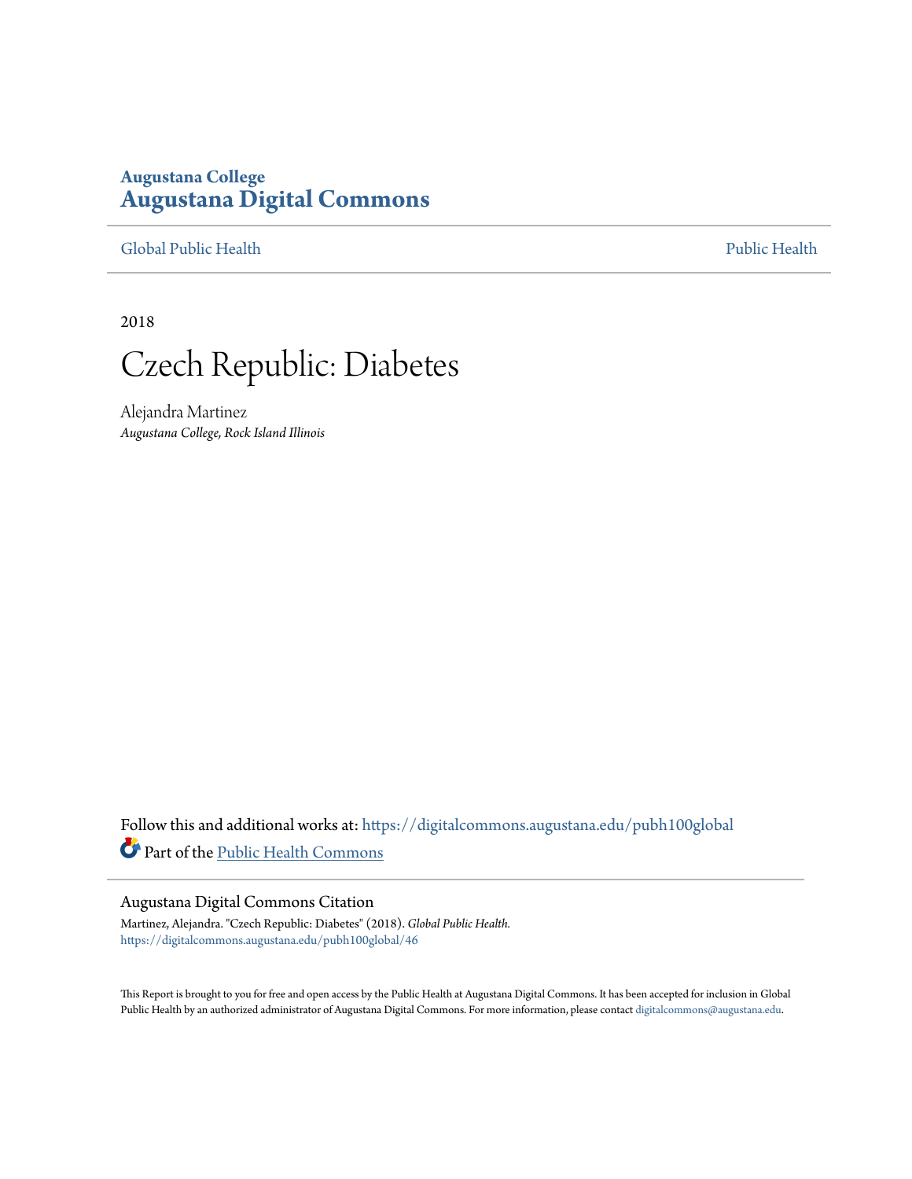**Augustana College**
# Augustana Digital Commons

Global Public Health | Public Health

2018

# Czech Republic: Diabetes

Alejandra Martinez
*Augustana College, Rock Island Illinois*

Follow this and additional works at: https://digitalcommons.augustana.edu/pubh100global

Part of the Public Health Commons

## Augustana Digital Commons Citation

Martinez, Alejandra. "Czech Republic: Diabetes" (2018). *Global Public Health.*
https://digitalcommons.augustana.edu/pubh100global/46

This Report is brought to you for free and open access by the Public Health at Augustana Digital Commons. It has been accepted for inclusion in Global Public Health by an authorized administrator of Augustana Digital Commons. For more information, please contact digitalcommons@augustana.edu.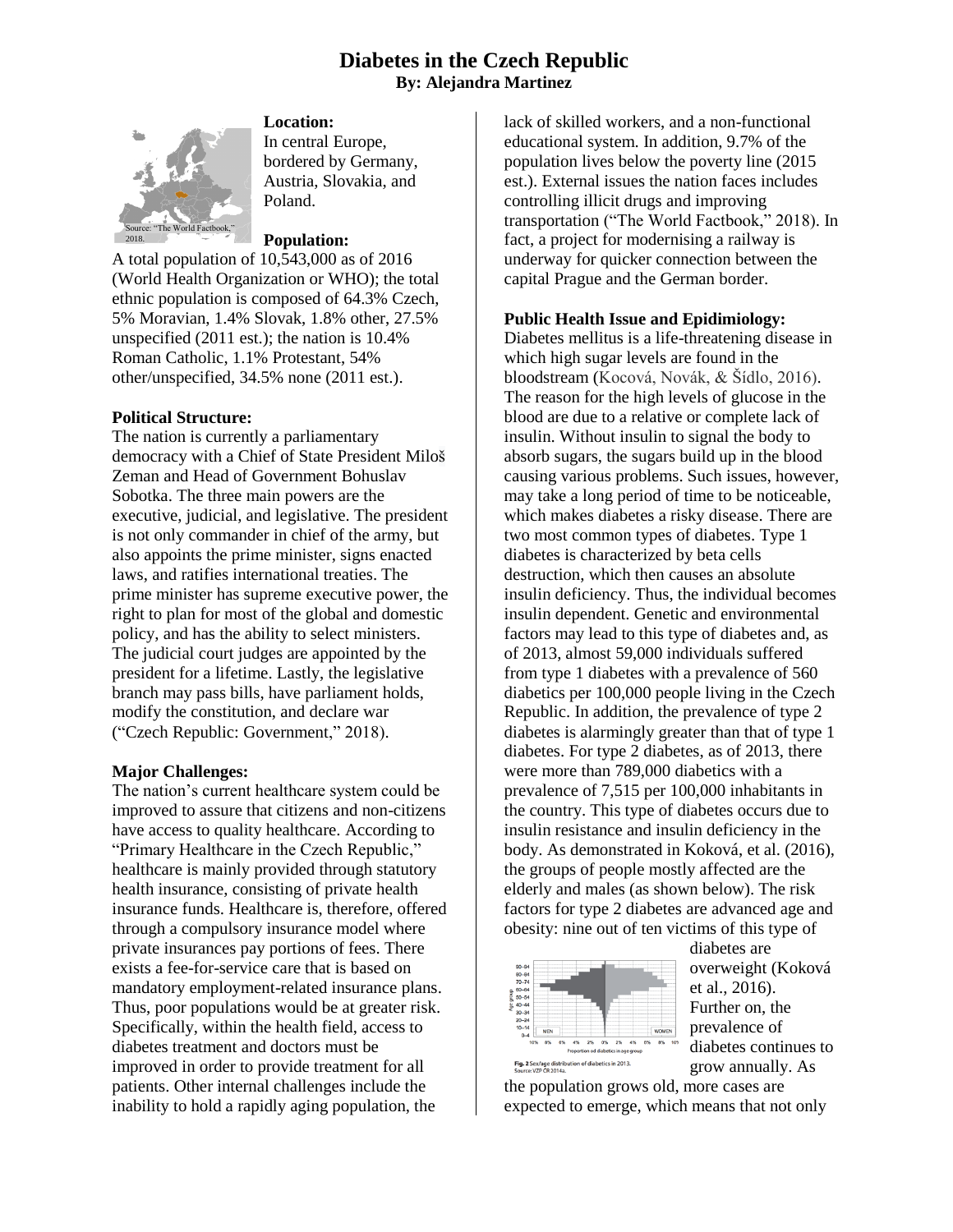# Diabetes in the Czech Republic

**By: Alejandra Martinez**

Source: "The World Factbook," 2018.

**Location:**
In central Europe, bordered by Germany, Austria, Slovakia, and Poland.

**Population:**
A total population of 10,543,000 as of 2016 (World Health Organization or WHO); the total ethnic population is composed of 64.3% Czech, 5% Moravian, 1.4% Slovak, 1.8% other, 27.5% unspecified (2011 est.); the nation is 10.4% Roman Catholic, 1.1% Protestant, 54% other/unspecified, 34.5% none (2011 est.).

**Political Structure:**
The nation is currently a parliamentary democracy with a Chief of State President Miloš Zeman and Head of Government Bohuslav Sobotka. The three main powers are the executive, judicial, and legislative. The president is not only commander in chief of the army, but also appoints the prime minister, signs enacted laws, and ratifies international treaties. The prime minister has supreme executive power, the right to plan for most of the global and domestic policy, and has the ability to select ministers. The judicial court judges are appointed by the president for a lifetime. Lastly, the legislative branch may pass bills, have parliament holds, modify the constitution, and declare war ("Czech Republic: Government," 2018).

**Major Challenges:**
The nation's current healthcare system could be improved to assure that citizens and non-citizens have access to quality healthcare. According to "Primary Healthcare in the Czech Republic," healthcare is mainly provided through statutory health insurance, consisting of private health insurance funds. Healthcare is, therefore, offered through a compulsory insurance model where private insurances pay portions of fees. There exists a fee-for-service care that is based on mandatory employment-related insurance plans. Thus, poor populations would be at greater risk. Specifically, within the health field, access to diabetes treatment and doctors must be improved in order to provide treatment for all patients. Other internal challenges include the inability to hold a rapidly aging population, the lack of skilled workers, and a non-functional educational system. In addition, 9.7% of the population lives below the poverty line (2015 est.). External issues the nation faces includes controlling illicit drugs and improving transportation ("The World Factbook," 2018). In fact, a project for modernising a railway is underway for quicker connection between the capital Prague and the German border.

**Public Health Issue and Epidimiology:**
Diabetes mellitus is a life-threatening disease in which high sugar levels are found in the bloodstream (Kocová, Novák, & Šídlo, 2016). The reason for the high levels of glucose in the blood are due to a relative or complete lack of insulin. Without insulin to signal the body to absorb sugars, the sugars build up in the blood causing various problems. Such issues, however, may take a long period of time to be noticeable, which makes diabetes a risky disease. There are two most common types of diabetes. Type 1 diabetes is characterized by beta cells destruction, which then causes an absolute insulin deficiency. Thus, the individual becomes insulin dependent. Genetic and environmental factors may lead to this type of diabetes and, as of 2013, almost 59,000 individuals suffered from type 1 diabetes with a prevalence of 560 diabetics per 100,000 people living in the Czech Republic. In addition, the prevalence of type 2 diabetes is alarmingly greater than that of type 1 diabetes. For type 2 diabetes, as of 2013, there were more than 789,000 diabetics with a prevalence of 7,515 per 100,000 inhabitants in the country. This type of diabetes occurs due to insulin resistance and insulin deficiency in the body. As demonstrated in Koková, et al. (2016), the groups of people mostly affected are the elderly and males (as shown below). The risk factors for type 2 diabetes are advanced age and obesity: nine out of ten victims of this type of diabetes are overweight (Koková et al., 2016). Further on, the prevalence of diabetes continues to grow annually. As the population grows old, more cases are expected to emerge, which means that not only

Age group
85+
80–84
70–74
60–64
50–54
40–44
30–34
20–24
10–14
0–4
MEN
WOMEN
10% 8% 6% 4% 2% 0% 2% 4% 6% 8% 10%
Proportion od diabetics in age group

Fig. 2 Sex/age distribution of diabetics in 2013.
Source: VZP ČR 2014a.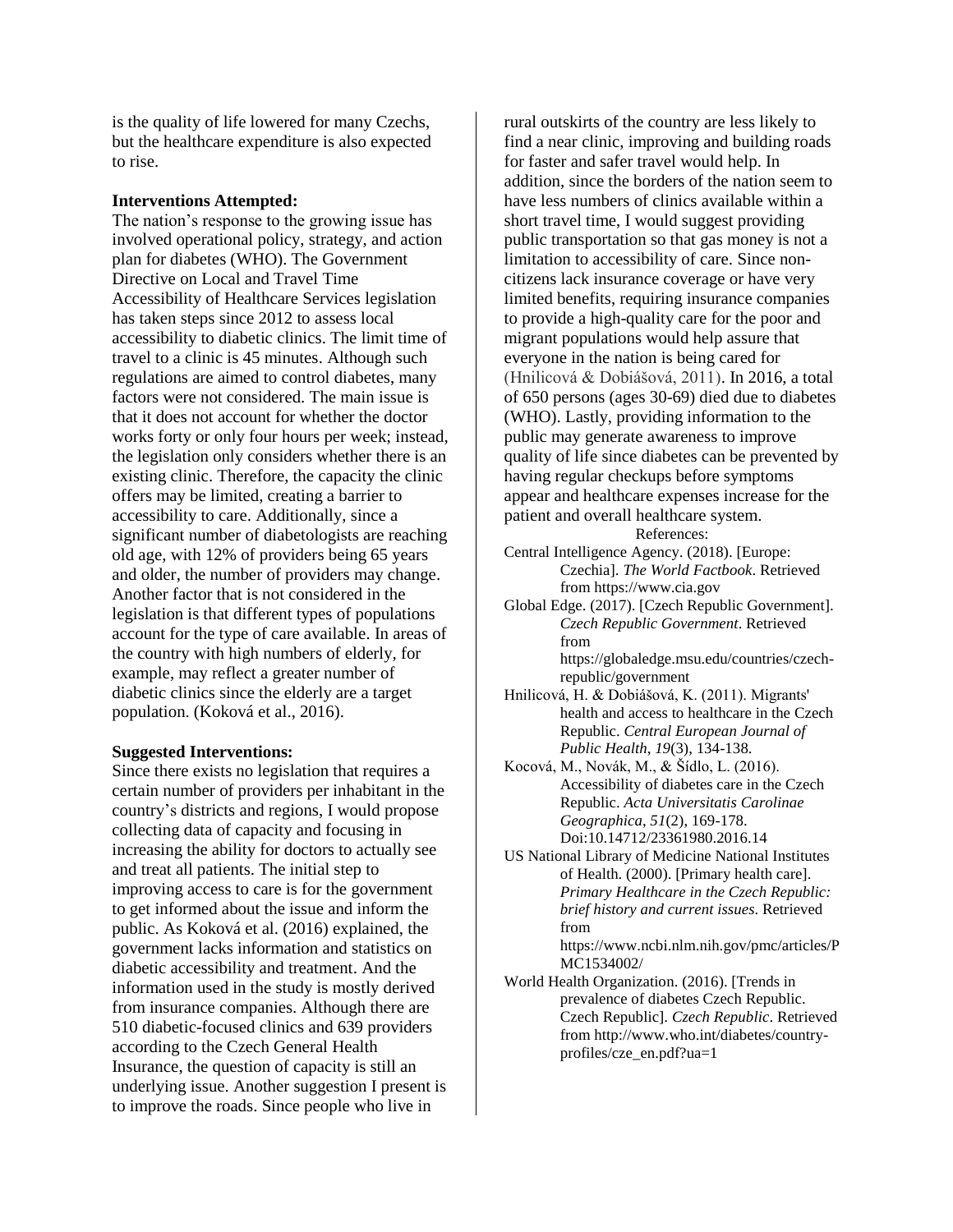is the quality of life lowered for many Czechs, but the healthcare expenditure is also expected to rise.

**Interventions Attempted:**

The nation's response to the growing issue has involved operational policy, strategy, and action plan for diabetes (WHO). The Government Directive on Local and Travel Time Accessibility of Healthcare Services legislation has taken steps since 2012 to assess local accessibility to diabetic clinics. The limit time of travel to a clinic is 45 minutes. Although such regulations are aimed to control diabetes, many factors were not considered. The main issue is that it does not account for whether the doctor works forty or only four hours per week; instead, the legislation only considers whether there is an existing clinic. Therefore, the capacity the clinic offers may be limited, creating a barrier to accessibility to care. Additionally, since a significant number of diabetologists are reaching old age, with 12% of providers being 65 years and older, the number of providers may change. Another factor that is not considered in the legislation is that different types of populations account for the type of care available. In areas of the country with high numbers of elderly, for example, may reflect a greater number of diabetic clinics since the elderly are a target population. (Koková et al., 2016).

**Suggested Interventions:**

Since there exists no legislation that requires a certain number of providers per inhabitant in the country's districts and regions, I would propose collecting data of capacity and focusing in increasing the ability for doctors to actually see and treat all patients. The initial step to improving access to care is for the government to get informed about the issue and inform the public. As Koková et al. (2016) explained, the government lacks information and statistics on diabetic accessibility and treatment. And the information used in the study is mostly derived from insurance companies. Although there are 510 diabetic-focused clinics and 639 providers according to the Czech General Health Insurance, the question of capacity is still an underlying issue. Another suggestion I present is to improve the roads. Since people who live in rural outskirts of the country are less likely to find a near clinic, improving and building roads for faster and safer travel would help. In addition, since the borders of the nation seem to have less numbers of clinics available within a short travel time, I would suggest providing public transportation so that gas money is not a limitation to accessibility of care. Since non-citizens lack insurance coverage or have very limited benefits, requiring insurance companies to provide a high-quality care for the poor and migrant populations would help assure that everyone in the nation is being cared for (Hnilicová & Dobiášová, 2011). In 2016, a total of 650 persons (ages 30-69) died due to diabetes (WHO). Lastly, providing information to the public may generate awareness to improve quality of life since diabetes can be prevented by having regular checkups before symptoms appear and healthcare expenses increase for the patient and overall healthcare system.

References:

Central Intelligence Agency. (2018). [Europe: Czechia]. *The World Factbook*. Retrieved from https://www.cia.gov

Global Edge. (2017). [Czech Republic Government]. *Czech Republic Government*. Retrieved from https://globaledge.msu.edu/countries/czech-republic/government

Hnilicová, H. & Dobiášová, K. (2011). Migrants' health and access to healthcare in the Czech Republic. *Central European Journal of Public Health*, *19*(3), 134-138.

Kocová, M., Novák, M., & Šídlo, L. (2016). Accessibility of diabetes care in the Czech Republic. *Acta Universitatis Carolinae Geographica*, *51*(2), 169-178. Doi:10.14712/23361980.2016.14

US National Library of Medicine National Institutes of Health. (2000). [Primary health care]. *Primary Healthcare in the Czech Republic: brief history and current issues*. Retrieved from https://www.ncbi.nlm.nih.gov/pmc/articles/PMC1534002/

World Health Organization. (2016). [Trends in prevalence of diabetes Czech Republic. Czech Republic]. *Czech Republic*. Retrieved from http://www.who.int/diabetes/country-profiles/cze_en.pdf?ua=1